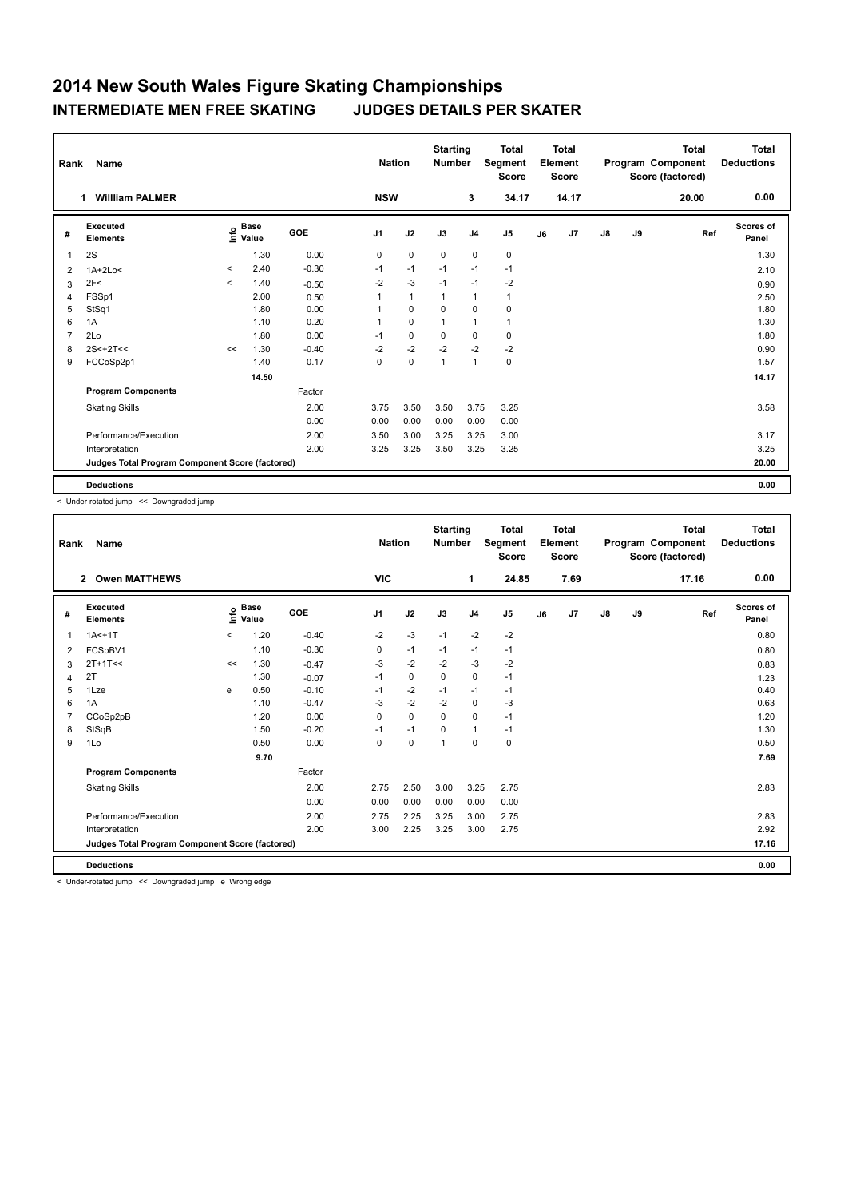# 2014 New South Wales Figure Skating Championships

## INTERMEDIATE MEN FREE SKATING JUDGES DETAILS PER SKATER

| Rank | Name | Nation | Starting Number | Total Segment Score | Total Element Score | Total Program Component Score (factored) | Total Deductions |
|---|---|---|---|---|---|---|---|
| 1 | William PALMER | NSW | 3 | 34.17 | 14.17 | 20.00 | 0.00 |

| # | Executed Elements | Info | Base Value | GOE | J1 | J2 | J3 | J4 | J5 | J6 | J7 | J8 | J9 | Ref | Scores of Panel |
|---|---|---|---|---|---|---|---|---|---|---|---|---|---|---|---|
| 1 | 2S | | 1.30 | 0.00 | 0 | 0 | 0 | 0 | 0 | | | | | | 1.30 |
| 2 | 1A+2Lo< | < | 2.40 | -0.30 | -1 | -1 | -1 | -1 | -1 | | | | | | 2.10 |
| 3 | 2F< | < | 1.40 | -0.50 | -2 | -3 | -1 | -1 | -2 | | | | | | 0.90 |
| 4 | FSSp1 | | 2.00 | 0.50 | 1 | 1 | 1 | 1 | 1 | | | | | | 2.50 |
| 5 | StSq1 | | 1.80 | 0.00 | 1 | 0 | 0 | 0 | 0 | | | | | | 1.80 |
| 6 | 1A | | 1.10 | 0.20 | 1 | 0 | 1 | 1 | 1 | | | | | | 1.30 |
| 7 | 2Lo | | 1.80 | 0.00 | -1 | 0 | 0 | 0 | 0 | | | | | | 1.80 |
| 8 | 2S<+2T<< | << | 1.30 | -0.40 | -2 | -2 | -2 | -2 | -2 | | | | | | 0.90 |
| 9 | FCCoSp2p1 | | 1.40 | 0.17 | 0 | 0 | 1 | 1 | 0 | | | | | | 1.57 |
| | | | 14.50 | | | | | | | | | | | | 14.17 |
| | **Program Components** | | | Factor | | | | | | | | | | | |
| | Skating Skills | | | 2.00 | 3.75 | 3.50 | 3.50 | 3.75 | 3.25 | | | | | | 3.58 |
| | | | | 0.00 | 0.00 | 0.00 | 0.00 | 0.00 | 0.00 | | | | | | |
| | Performance/Execution | | | 2.00 | 3.50 | 3.00 | 3.25 | 3.25 | 3.00 | | | | | | 3.17 |
| | Interpretation | | | 2.00 | 3.25 | 3.25 | 3.50 | 3.25 | 3.25 | | | | | | 3.25 |
| | **Judges Total Program Component Score (factored)** | | | | | | | | | | | | | | 20.00 |
| | **Deductions** | | | | | | | | | | | | | | 0.00 |

< Under-rotated jump << Downgraded jump

| Rank | Name | Nation | Starting Number | Total Segment Score | Total Element Score | Total Program Component Score (factored) | Total Deductions |
|---|---|---|---|---|---|---|---|
| 2 | Owen MATTHEWS | VIC | 1 | 24.85 | 7.69 | 17.16 | 0.00 |

| # | Executed Elements | Info | Base Value | GOE | J1 | J2 | J3 | J4 | J5 | J6 | J7 | J8 | J9 | Ref | Scores of Panel |
|---|---|---|---|---|---|---|---|---|---|---|---|---|---|---|---|
| 1 | 1A<+1T | < | 1.20 | -0.40 | -2 | -3 | -1 | -2 | -2 | | | | | | 0.80 |
| 2 | FCSpBV1 | | 1.10 | -0.30 | 0 | -1 | -1 | -1 | -1 | | | | | | 0.80 |
| 3 | 2T+1T<< | << | 1.30 | -0.47 | -3 | -2 | -2 | -3 | -2 | | | | | | 0.83 |
| 4 | 2T | | 1.30 | -0.07 | -1 | 0 | 0 | 0 | -1 | | | | | | 1.23 |
| 5 | 1Lze | e | 0.50 | -0.10 | -1 | -2 | -1 | -1 | -1 | | | | | | 0.40 |
| 6 | 1A | | 1.10 | -0.47 | -3 | -2 | -2 | 0 | -3 | | | | | | 0.63 |
| 7 | CCoSp2pB | | 1.20 | 0.00 | 0 | 0 | 0 | 0 | -1 | | | | | | 1.20 |
| 8 | StSqB | | 1.50 | -0.20 | -1 | -1 | 0 | 1 | -1 | | | | | | 1.30 |
| 9 | 1Lo | | 0.50 | 0.00 | 0 | 0 | 1 | 0 | 0 | | | | | | 0.50 |
| | | | 9.70 | | | | | | | | | | | | 7.69 |
| | **Program Components** | | | Factor | | | | | | | | | | | |
| | Skating Skills | | | 2.00 | 2.75 | 2.50 | 3.00 | 3.25 | 2.75 | | | | | | 2.83 |
| | | | | 0.00 | 0.00 | 0.00 | 0.00 | 0.00 | 0.00 | | | | | | |
| | Performance/Execution | | | 2.00 | 2.75 | 2.25 | 3.25 | 3.00 | 2.75 | | | | | | 2.83 |
| | Interpretation | | | 2.00 | 3.00 | 2.25 | 3.25 | 3.00 | 2.75 | | | | | | 2.92 |
| | **Judges Total Program Component Score (factored)** | | | | | | | | | | | | | | 17.16 |
| | **Deductions** | | | | | | | | | | | | | | 0.00 |

< Under-rotated jump << Downgraded jump e Wrong edge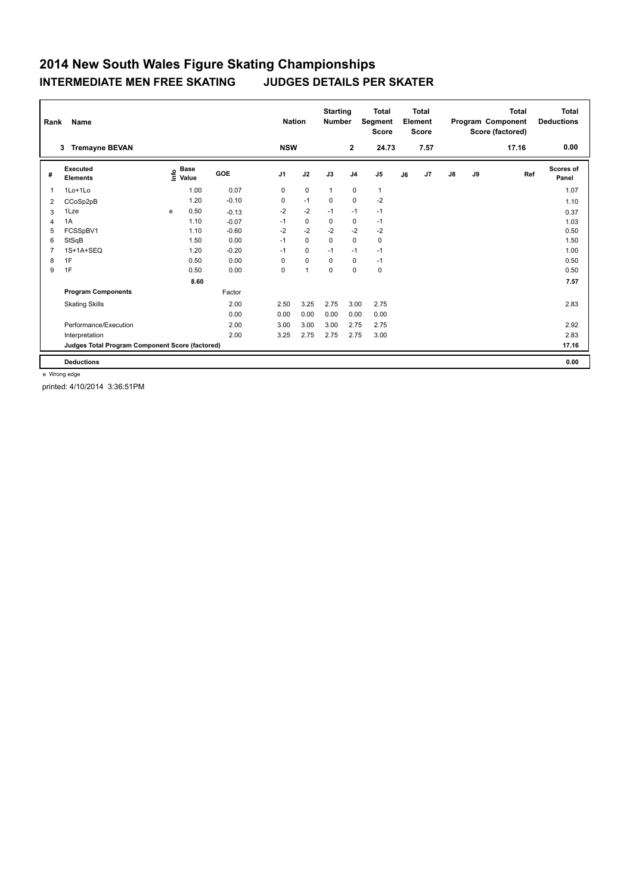# 2014 New South Wales Figure Skating Championships

## INTERMEDIATE MEN FREE SKATING JUDGES DETAILS PER SKATER

| Rank | Name | Nation | Starting Number | Total Segment Score | Total Element Score | Total Program Component Score (factored) | Total Deductions |
|---|---|---|---|---|---|---|---|
| 3 | Tremayne BEVAN | NSW | 2 | 24.73 | 7.57 | 17.16 | 0.00 |

| # | Executed Elements | Info | Base Value | GOE | J1 | J2 | J3 | J4 | J5 | J6 | J7 | J8 | J9 | Ref | Scores of Panel |
|---|---|---|---|---|---|---|---|---|---|---|---|---|---|---|---|
| 1 | 1Lo+1Lo | | 1.00 | 0.07 | 0 | 0 | 1 | 0 | 1 | | | | | | 1.07 |
| 2 | CCoSp2pB | | 1.20 | -0.10 | 0 | -1 | 0 | 0 | -2 | | | | | | 1.10 |
| 3 | 1Lze | e | 0.50 | -0.13 | -2 | -2 | -1 | -1 | -1 | | | | | | 0.37 |
| 4 | 1A | | 1.10 | -0.07 | -1 | 0 | 0 | 0 | -1 | | | | | | 1.03 |
| 5 | FCSSpBV1 | | 1.10 | -0.60 | -2 | -2 | -2 | -2 | -2 | | | | | | 0.50 |
| 6 | StSqB | | 1.50 | 0.00 | -1 | 0 | 0 | 0 | 0 | | | | | | 1.50 |
| 7 | 1S+1A+SEQ | | 1.20 | -0.20 | -1 | 0 | -1 | -1 | -1 | | | | | | 1.00 |
| 8 | 1F | | 0.50 | 0.00 | 0 | 0 | 0 | 0 | -1 | | | | | | 0.50 |
| 9 | 1F | | 0.50 | 0.00 | 0 | 1 | 0 | 0 | 0 | | | | | | 0.50 |
| | | | 8.60 | | | | | | | | | | | | 7.57 |
| | **Program Components** | | | Factor | | | | | | | | | | | |
| | Skating Skills | | | 2.00 | 2.50 | 3.25 | 2.75 | 3.00 | 2.75 | | | | | | 2.83 |
| | | | | 0.00 | 0.00 | 0.00 | 0.00 | 0.00 | 0.00 | | | | | | |
| | Performance/Execution | | | 2.00 | 3.00 | 3.00 | 3.00 | 2.75 | 2.75 | | | | | | 2.92 |
| | Interpretation | | | 2.00 | 3.25 | 2.75 | 2.75 | 2.75 | 3.00 | | | | | | 2.83 |
| | **Judges Total Program Component Score (factored)** | | | | | | | | | | | | | | 17.16 |
| | **Deductions** | | | | | | | | | | | | | | 0.00 |

e Wrong edge

printed: 4/10/2014 3:36:51PM